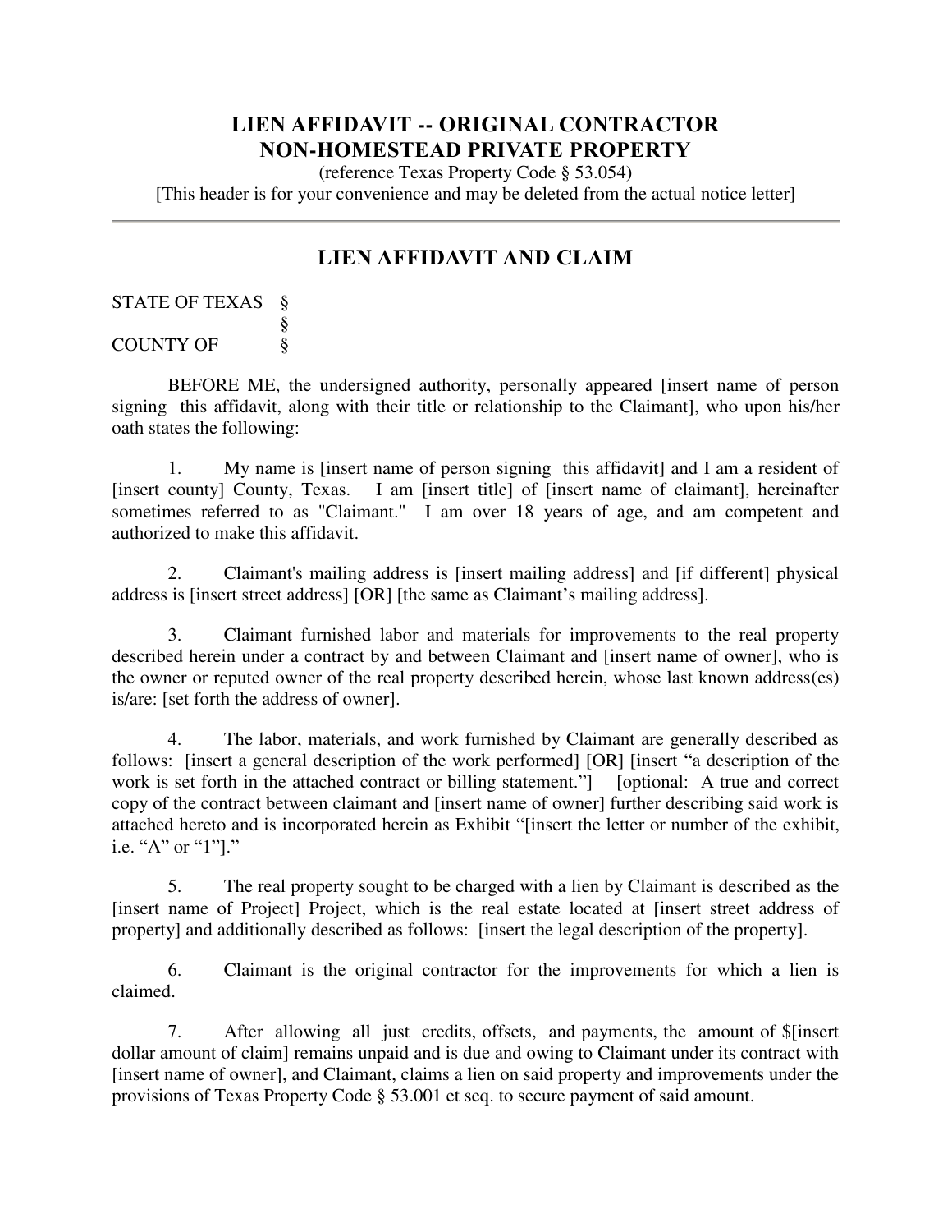# LIEN AFFIDAVIT -- ORIGINAL CONTRACTOR NON-HOMESTEAD PRIVATE PROPERTY

(reference Texas Property Code § 53.054)

[This header is for your convenience and may be deleted from the actual notice letter]

---

## LIEN AFFIDAVIT AND CLAIM

STATE OF TEXAS §
§
COUNTY OF §

BEFORE ME, the undersigned authority, personally appeared [insert name of person signing this affidavit, along with their title or relationship to the Claimant], who upon his/her oath states the following:

1. My name is [insert name of person signing this affidavit] and I am a resident of [insert county] County, Texas. I am [insert title] of [insert name of claimant], hereinafter sometimes referred to as "Claimant." I am over 18 years of age, and am competent and authorized to make this affidavit.

2. Claimant's mailing address is [insert mailing address] and [if different] physical address is [insert street address] [OR] [the same as Claimant's mailing address].

3. Claimant furnished labor and materials for improvements to the real property described herein under a contract by and between Claimant and [insert name of owner], who is the owner or reputed owner of the real property described herein, whose last known address(es) is/are: [set forth the address of owner].

4. The labor, materials, and work furnished by Claimant are generally described as follows: [insert a general description of the work performed] [OR] [insert "a description of the work is set forth in the attached contract or billing statement."] [optional: A true and correct copy of the contract between claimant and [insert name of owner] further describing said work is attached hereto and is incorporated herein as Exhibit "[insert the letter or number of the exhibit, i.e. "A" or "1"]."

5. The real property sought to be charged with a lien by Claimant is described as the [insert name of Project] Project, which is the real estate located at [insert street address of property] and additionally described as follows: [insert the legal description of the property].

6. Claimant is the original contractor for the improvements for which a lien is claimed.

7. After allowing all just credits, offsets, and payments, the amount of $[insert dollar amount of claim] remains unpaid and is due and owing to Claimant under its contract with [insert name of owner], and Claimant, claims a lien on said property and improvements under the provisions of Texas Property Code § 53.001 et seq. to secure payment of said amount.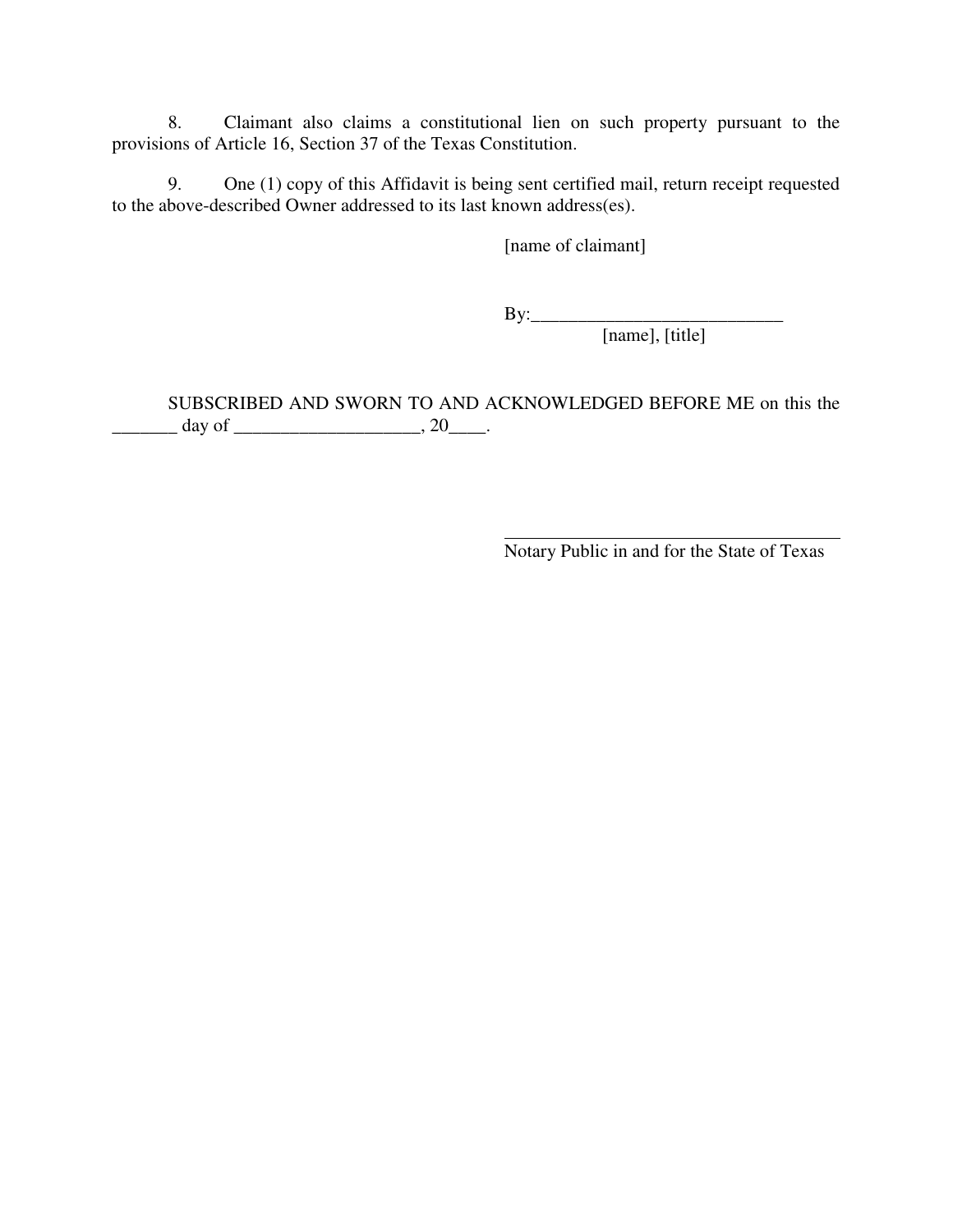8. Claimant also claims a constitutional lien on such property pursuant to the provisions of Article 16, Section 37 of the Texas Constitution.

9. One (1) copy of this Affidavit is being sent certified mail, return receipt requested to the above-described Owner addressed to its last known address(es).

[name of claimant]

By:____________________________
[name], [title]

SUBSCRIBED AND SWORN TO AND ACKNOWLEDGED BEFORE ME on this the _______ day of ____________________, 20____.

______________________________________
Notary Public in and for the State of Texas